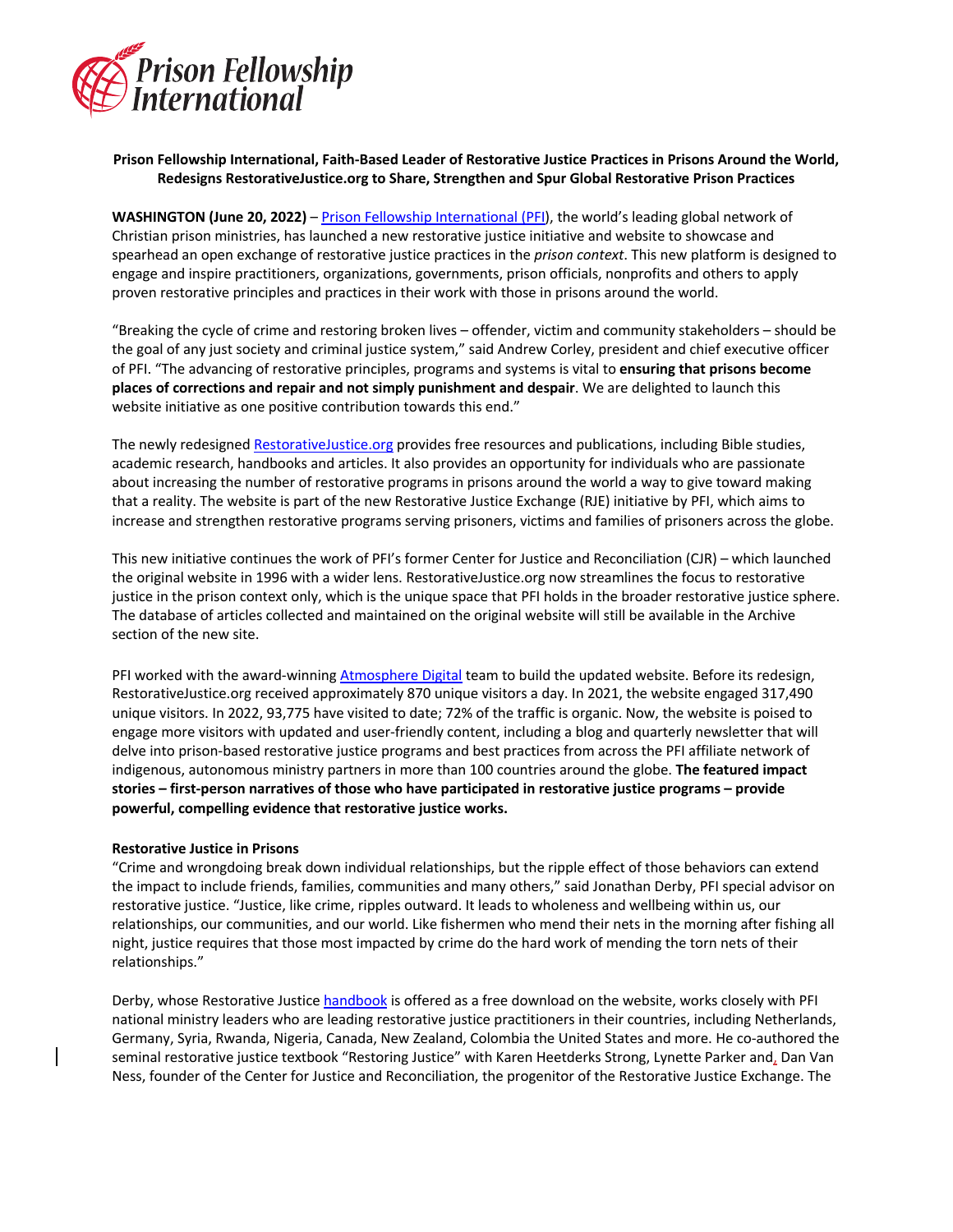**Prison Fellowship International, Faith-Based Leader of Restorative Justice Practices in Prisons Around the World, Redesigns RestorativeJustice.org to Share, Strengthen and Spur Global Restorative Prison Practices**

**WASHINGTON (June 20, 2022)** – Prison Fellowship International (PFI), the world's leading global network of Christian prison ministries, has launched a new restorative justice initiative and website to showcase and spearhead an open exchange of restorative justice practices in the *prison context*. This new platform is designed to engage and inspire practitioners, organizations, governments, prison officials, nonprofits and others to apply proven restorative principles and practices in their work with those in prisons around the world.

"Breaking the cycle of crime and restoring broken lives – offender, victim and community stakeholders – should be the goal of any just society and criminal justice system," said Andrew Corley, president and chief executive officer of PFI. "The advancing of restorative principles, programs and systems is vital to **ensuring that prisons become places of corrections and repair and not simply punishment and despair**. We are delighted to launch this website initiative as one positive contribution towards this end."

The newly redesigned RestorativeJustice.org provides free resources and publications, including Bible studies, academic research, handbooks and articles. It also provides an opportunity for individuals who are passionate about increasing the number of restorative programs in prisons around the world a way to give toward making that a reality. The website is part of the new Restorative Justice Exchange (RJE) initiative by PFI, which aims to increase and strengthen restorative programs serving prisoners, victims and families of prisoners across the globe.

This new initiative continues the work of PFI's former Center for Justice and Reconciliation (CJR) – which launched the original website in 1996 with a wider lens. RestorativeJustice.org now streamlines the focus to restorative justice in the prison context only, which is the unique space that PFI holds in the broader restorative justice sphere. The database of articles collected and maintained on the original website will still be available in the Archive section of the new site.

PFI worked with the award-winning Atmosphere Digital team to build the updated website. Before its redesign, RestorativeJustice.org received approximately 870 unique visitors a day. In 2021, the website engaged 317,490 unique visitors. In 2022, 93,775 have visited to date; 72% of the traffic is organic. Now, the website is poised to engage more visitors with updated and user-friendly content, including a blog and quarterly newsletter that will delve into prison-based restorative justice programs and best practices from across the PFI affiliate network of indigenous, autonomous ministry partners in more than 100 countries around the globe. **The featured impact stories – first-person narratives of those who have participated in restorative justice programs – provide powerful, compelling evidence that restorative justice works.**

**Restorative Justice in Prisons**

"Crime and wrongdoing break down individual relationships, but the ripple effect of those behaviors can extend the impact to include friends, families, communities and many others," said Jonathan Derby, PFI special advisor on restorative justice. "Justice, like crime, ripples outward. It leads to wholeness and wellbeing within us, our relationships, our communities, and our world. Like fishermen who mend their nets in the morning after fishing all night, justice requires that those most impacted by crime do the hard work of mending the torn nets of their relationships."

Derby, whose Restorative Justice handbook is offered as a free download on the website, works closely with PFI national ministry leaders who are leading restorative justice practitioners in their countries, including Netherlands, Germany, Syria, Rwanda, Nigeria, Canada, New Zealand, Colombia the United States and more. He co-authored the seminal restorative justice textbook "Restoring Justice" with Karen Heetderks Strong, Lynette Parker and, Dan Van Ness, founder of the Center for Justice and Reconciliation, the progenitor of the Restorative Justice Exchange. The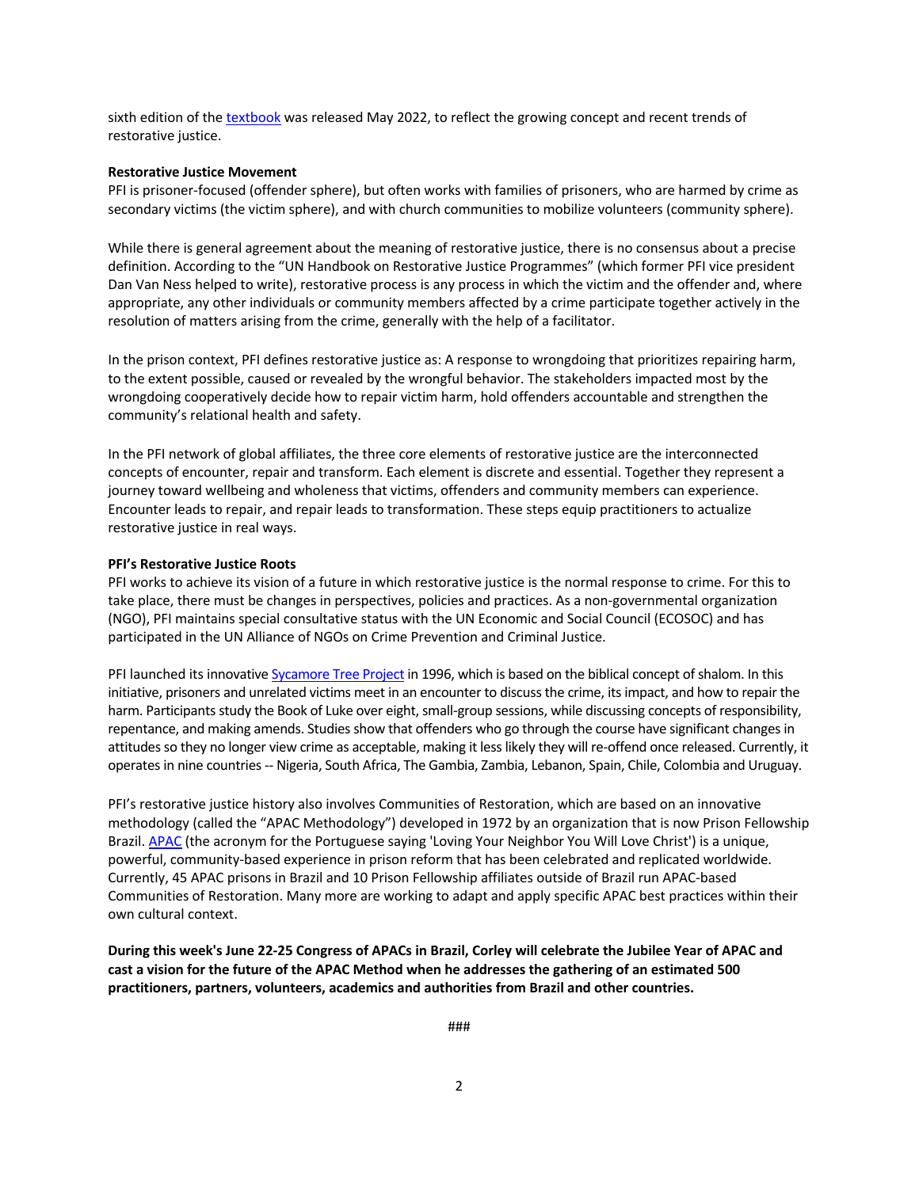sixth edition of the textbook was released May 2022, to reflect the growing concept and recent trends of restorative justice.

**Restorative Justice Movement**

PFI is prisoner-focused (offender sphere), but often works with families of prisoners, who are harmed by crime as secondary victims (the victim sphere), and with church communities to mobilize volunteers (community sphere).

While there is general agreement about the meaning of restorative justice, there is no consensus about a precise definition. According to the "UN Handbook on Restorative Justice Programmes" (which former PFI vice president Dan Van Ness helped to write), restorative process is any process in which the victim and the offender and, where appropriate, any other individuals or community members affected by a crime participate together actively in the resolution of matters arising from the crime, generally with the help of a facilitator.

In the prison context, PFI defines restorative justice as: A response to wrongdoing that prioritizes repairing harm, to the extent possible, caused or revealed by the wrongful behavior. The stakeholders impacted most by the wrongdoing cooperatively decide how to repair victim harm, hold offenders accountable and strengthen the community's relational health and safety.

In the PFI network of global affiliates, the three core elements of restorative justice are the interconnected concepts of encounter, repair and transform. Each element is discrete and essential. Together they represent a journey toward wellbeing and wholeness that victims, offenders and community members can experience. Encounter leads to repair, and repair leads to transformation. These steps equip practitioners to actualize restorative justice in real ways.

**PFI's Restorative Justice Roots**

PFI works to achieve its vision of a future in which restorative justice is the normal response to crime. For this to take place, there must be changes in perspectives, policies and practices. As a non-governmental organization (NGO), PFI maintains special consultative status with the UN Economic and Social Council (ECOSOC) and has participated in the UN Alliance of NGOs on Crime Prevention and Criminal Justice.

PFI launched its innovative Sycamore Tree Project in 1996, which is based on the biblical concept of shalom. In this initiative, prisoners and unrelated victims meet in an encounter to discuss the crime, its impact, and how to repair the harm. Participants study the Book of Luke over eight, small-group sessions, while discussing concepts of responsibility, repentance, and making amends. Studies show that offenders who go through the course have significant changes in attitudes so they no longer view crime as acceptable, making it less likely they will re-offend once released. Currently, it operates in nine countries -- Nigeria, South Africa, The Gambia, Zambia, Lebanon, Spain, Chile, Colombia and Uruguay.

PFI's restorative justice history also involves Communities of Restoration, which are based on an innovative methodology (called the "APAC Methodology") developed in 1972 by an organization that is now Prison Fellowship Brazil. APAC (the acronym for the Portuguese saying 'Loving Your Neighbor You Will Love Christ') is a unique, powerful, community-based experience in prison reform that has been celebrated and replicated worldwide. Currently, 45 APAC prisons in Brazil and 10 Prison Fellowship affiliates outside of Brazil run APAC-based Communities of Restoration. Many more are working to adapt and apply specific APAC best practices within their own cultural context.

**During this week's June 22-25 Congress of APACs in Brazil, Corley will celebrate the Jubilee Year of APAC and cast a vision for the future of the APAC Method when he addresses the gathering of an estimated 500 practitioners, partners, volunteers, academics and authorities from Brazil and other countries.**

###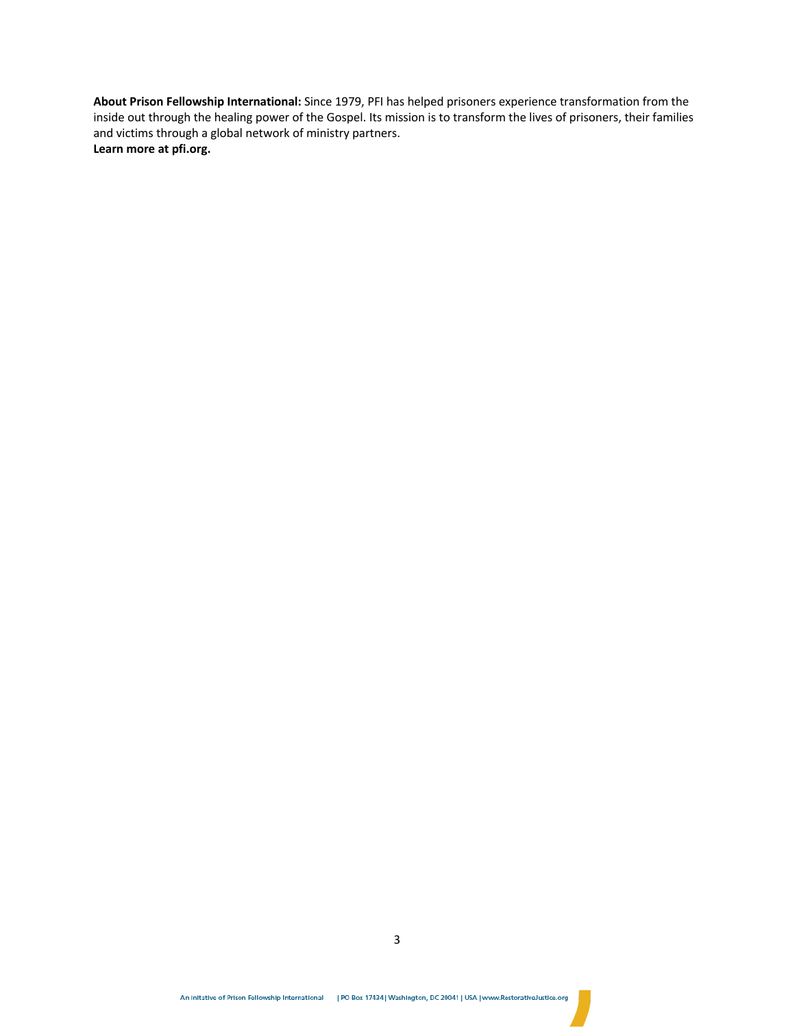**About Prison Fellowship International:** Since 1979, PFI has helped prisoners experience transformation from the inside out through the healing power of the Gospel. Its mission is to transform the lives of prisoners, their families and victims through a global network of ministry partners.
**Learn more at pfi.org.**